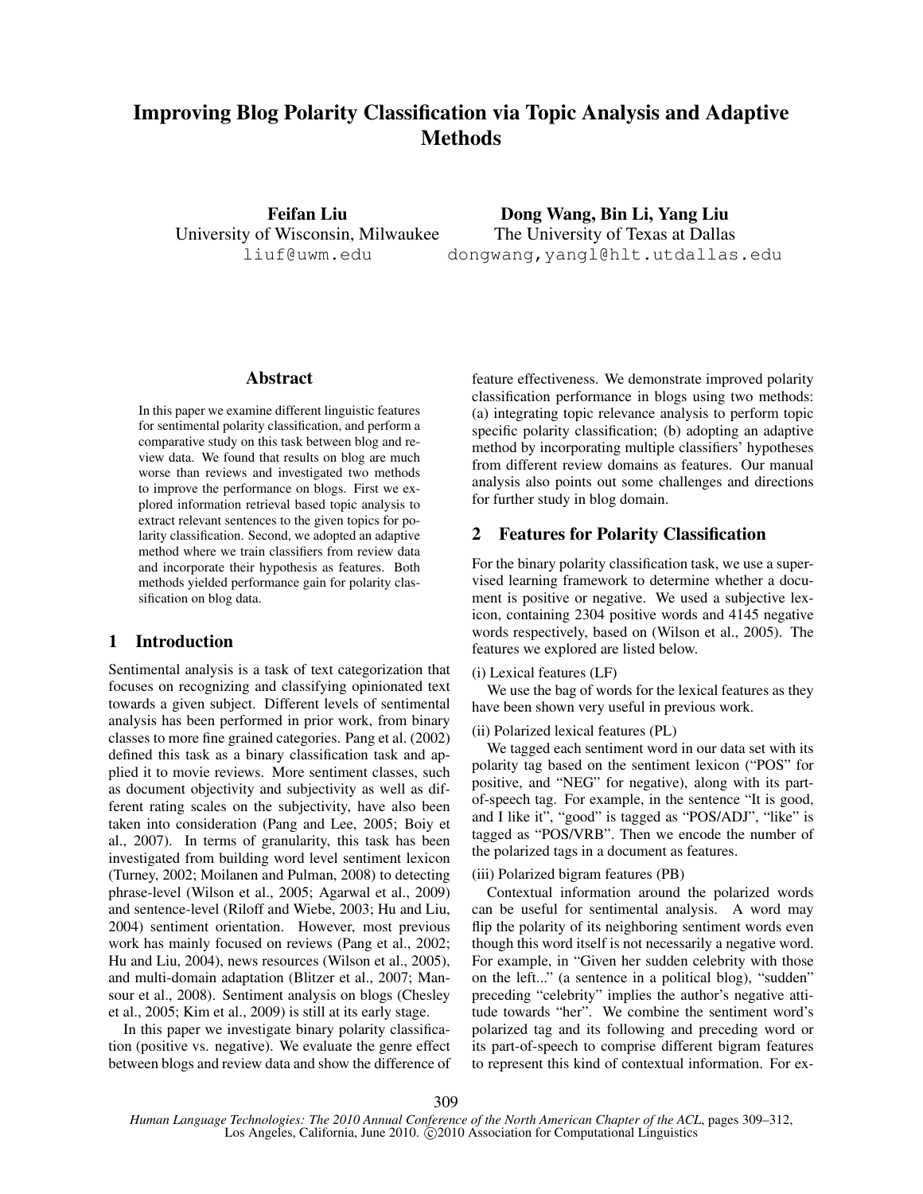# Improving Blog Polarity Classification via Topic Analysis and Adaptive Methods

**Feifan Liu**
University of Wisconsin, Milwaukee
liuf@uwm.edu

**Dong Wang, Bin Li, Yang Liu**
The University of Texas at Dallas
dongwang,yangl@hlt.utdallas.edu

## Abstract

In this paper we examine different linguistic features for sentimental polarity classification, and perform a comparative study on this task between blog and review data. We found that results on blog are much worse than reviews and investigated two methods to improve the performance on blogs. First we explored information retrieval based topic analysis to extract relevant sentences to the given topics for polarity classification. Second, we adopted an adaptive method where we train classifiers from review data and incorporate their hypothesis as features. Both methods yielded performance gain for polarity classification on blog data.

## 1 Introduction

Sentimental analysis is a task of text categorization that focuses on recognizing and classifying opinionated text towards a given subject. Different levels of sentimental analysis has been performed in prior work, from binary classes to more fine grained categories. Pang et al. (2002) defined this task as a binary classification task and applied it to movie reviews. More sentiment classes, such as document objectivity and subjectivity as well as different rating scales on the subjectivity, have also been taken into consideration (Pang and Lee, 2005; Boiy et al., 2007). In terms of granularity, this task has been investigated from building word level sentiment lexicon (Turney, 2002; Moilanen and Pulman, 2008) to detecting phrase-level (Wilson et al., 2005; Agarwal et al., 2009) and sentence-level (Riloff and Wiebe, 2003; Hu and Liu, 2004) sentiment orientation. However, most previous work has mainly focused on reviews (Pang et al., 2002; Hu and Liu, 2004), news resources (Wilson et al., 2005), and multi-domain adaptation (Blitzer et al., 2007; Mansour et al., 2008). Sentiment analysis on blogs (Chesley et al., 2005; Kim et al., 2009) is still at its early stage.

In this paper we investigate binary polarity classification (positive vs. negative). We evaluate the genre effect between blogs and review data and show the difference of feature effectiveness. We demonstrate improved polarity classification performance in blogs using two methods: (a) integrating topic relevance analysis to perform topic specific polarity classification; (b) adopting an adaptive method by incorporating multiple classifiers' hypotheses from different review domains as features. Our manual analysis also points out some challenges and directions for further study in blog domain.

## 2 Features for Polarity Classification

For the binary polarity classification task, we use a supervised learning framework to determine whether a document is positive or negative. We used a subjective lexicon, containing 2304 positive words and 4145 negative words respectively, based on (Wilson et al., 2005). The features we explored are listed below.

(i) Lexical features (LF)

We use the bag of words for the lexical features as they have been shown very useful in previous work.

(ii) Polarized lexical features (PL)

We tagged each sentiment word in our data set with its polarity tag based on the sentiment lexicon ("POS" for positive, and "NEG" for negative), along with its part-of-speech tag. For example, in the sentence "It is good, and I like it", "good" is tagged as "POS/ADJ", "like" is tagged as "POS/VRB". Then we encode the number of the polarized tags in a document as features.

(iii) Polarized bigram features (PB)

Contextual information around the polarized words can be useful for sentimental analysis. A word may flip the polarity of its neighboring sentiment words even though this word itself is not necessarily a negative word. For example, in "Given her sudden celebrity with those on the left..." (a sentence in a political blog), "sudden" preceding "celebrity" implies the author's negative attitude towards "her". We combine the sentiment word's polarized tag and its following and preceding word or its part-of-speech to comprise different bigram features to represent this kind of contextual information. For ex-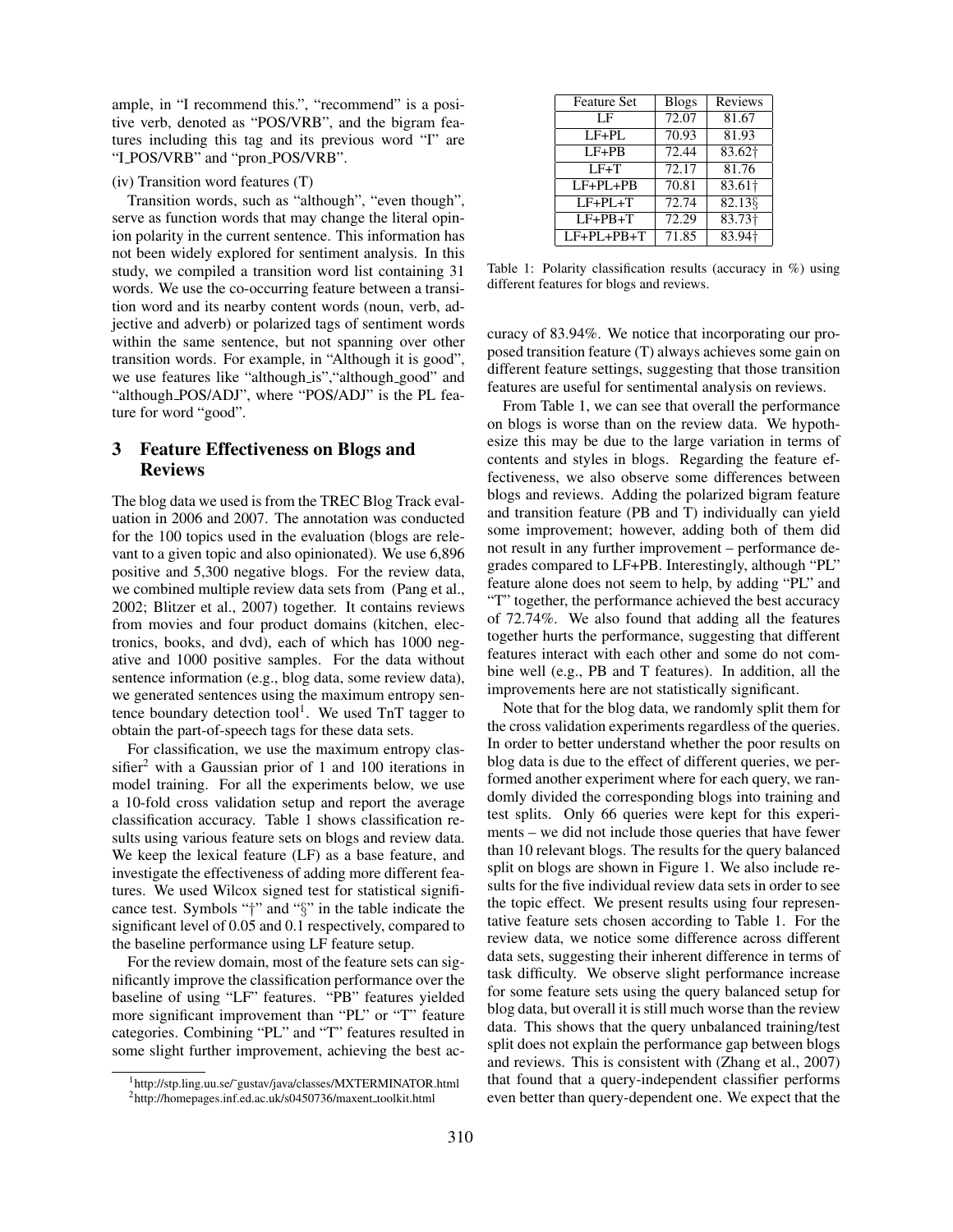ample, in "I recommend this.", "recommend" is a positive verb, denoted as "POS/VRB", and the bigram features including this tag and its previous word "I" are "I_POS/VRB" and "pron_POS/VRB".

(iv) Transition word features (T)

Transition words, such as "although", "even though", serve as function words that may change the literal opinion polarity in the current sentence. This information has not been widely explored for sentiment analysis. In this study, we compiled a transition word list containing 31 words. We use the co-occurring feature between a transition word and its nearby content words (noun, verb, adjective and adverb) or polarized tags of sentiment words within the same sentence, but not spanning over other transition words. For example, in "Although it is good", we use features like "although_is","although_good" and "although_POS/ADJ", where "POS/ADJ" is the PL feature for word "good".

## 3 Feature Effectiveness on Blogs and Reviews

The blog data we used is from the TREC Blog Track evaluation in 2006 and 2007. The annotation was conducted for the 100 topics used in the evaluation (blogs are relevant to a given topic and also opinionated). We use 6,896 positive and 5,300 negative blogs. For the review data, we combined multiple review data sets from (Pang et al., 2002; Blitzer et al., 2007) together. It contains reviews from movies and four product domains (kitchen, electronics, books, and dvd), each of which has 1000 negative and 1000 positive samples. For the data without sentence information (e.g., blog data, some review data), we generated sentences using the maximum entropy sentence boundary detection tool[1]. We used TnT tagger to obtain the part-of-speech tags for these data sets.

For classification, we use the maximum entropy classifier[2] with a Gaussian prior of 1 and 100 iterations in model training. For all the experiments below, we use a 10-fold cross validation setup and report the average classification accuracy. Table 1 shows classification results using various feature sets on blogs and review data. We keep the lexical feature (LF) as a base feature, and investigate the effectiveness of adding more different features. We used Wilcox signed test for statistical significance test. Symbols "†" and "§" in the table indicate the significant level of 0.05 and 0.1 respectively, compared to the baseline performance using LF feature setup.

For the review domain, most of the feature sets can significantly improve the classification performance over the baseline of using "LF" features. "PB" features yielded more significant improvement than "PL" or "T" feature categories. Combining "PL" and "T" features resulted in some slight further improvement, achieving the best accuracy of 83.94%. We notice that incorporating our proposed transition feature (T) always achieves some gain on different feature settings, suggesting that those transition features are useful for sentimental analysis on reviews.

| Feature Set | Blogs | Reviews |
|---|---|---|
| LF | 72.07 | 81.67 |
| LF+PL | 70.93 | 81.93 |
| LF+PB | 72.44 | 83.62† |
| LF+T | 72.17 | 81.76 |
| LF+PL+PB | 70.81 | 83.61† |
| LF+PL+T | 72.74 | 82.13§ |
| LF+PB+T | 72.29 | 83.73† |
| LF+PL+PB+T | 71.85 | 83.94† |

Table 1: Polarity classification results (accuracy in %) using different features for blogs and reviews.

From Table 1, we can see that overall the performance on blogs is worse than on the review data. We hypothesize this may be due to the large variation in terms of contents and styles in blogs. Regarding the feature effectiveness, we also observe some differences between blogs and reviews. Adding the polarized bigram feature and transition feature (PB and T) individually can yield some improvement; however, adding both of them did not result in any further improvement – performance degrades compared to LF+PB. Interestingly, although "PL" feature alone does not seem to help, by adding "PL" and "T" together, the performance achieved the best accuracy of 72.74%. We also found that adding all the features together hurts the performance, suggesting that different features interact with each other and some do not combine well (e.g., PB and T features). In addition, all the improvements here are not statistically significant.

Note that for the blog data, we randomly split them for the cross validation experiments regardless of the queries. In order to better understand whether the poor results on blog data is due to the effect of different queries, we performed another experiment where for each query, we randomly divided the corresponding blogs into training and test splits. Only 66 queries were kept for this experiments – we did not include those queries that have fewer than 10 relevant blogs. The results for the query balanced split on blogs are shown in Figure 1. We also include results for the five individual review data sets in order to see the topic effect. We present results using four representative feature sets chosen according to Table 1. For the review data, we notice some difference across different data sets, suggesting their inherent difference in terms of task difficulty. We observe slight performance increase for some feature sets using the query balanced setup for blog data, but overall it is still much worse than the review data. This shows that the query unbalanced training/test split does not explain the performance gap between blogs and reviews. This is consistent with (Zhang et al., 2007) that found that a query-independent classifier performs even better than query-dependent one. We expect that the

[1] http://stp.ling.uu.se/~gustav/java/classes/MXTERMINATOR.html
[2] http://homepages.inf.ed.ac.uk/s0450736/maxent_toolkit.html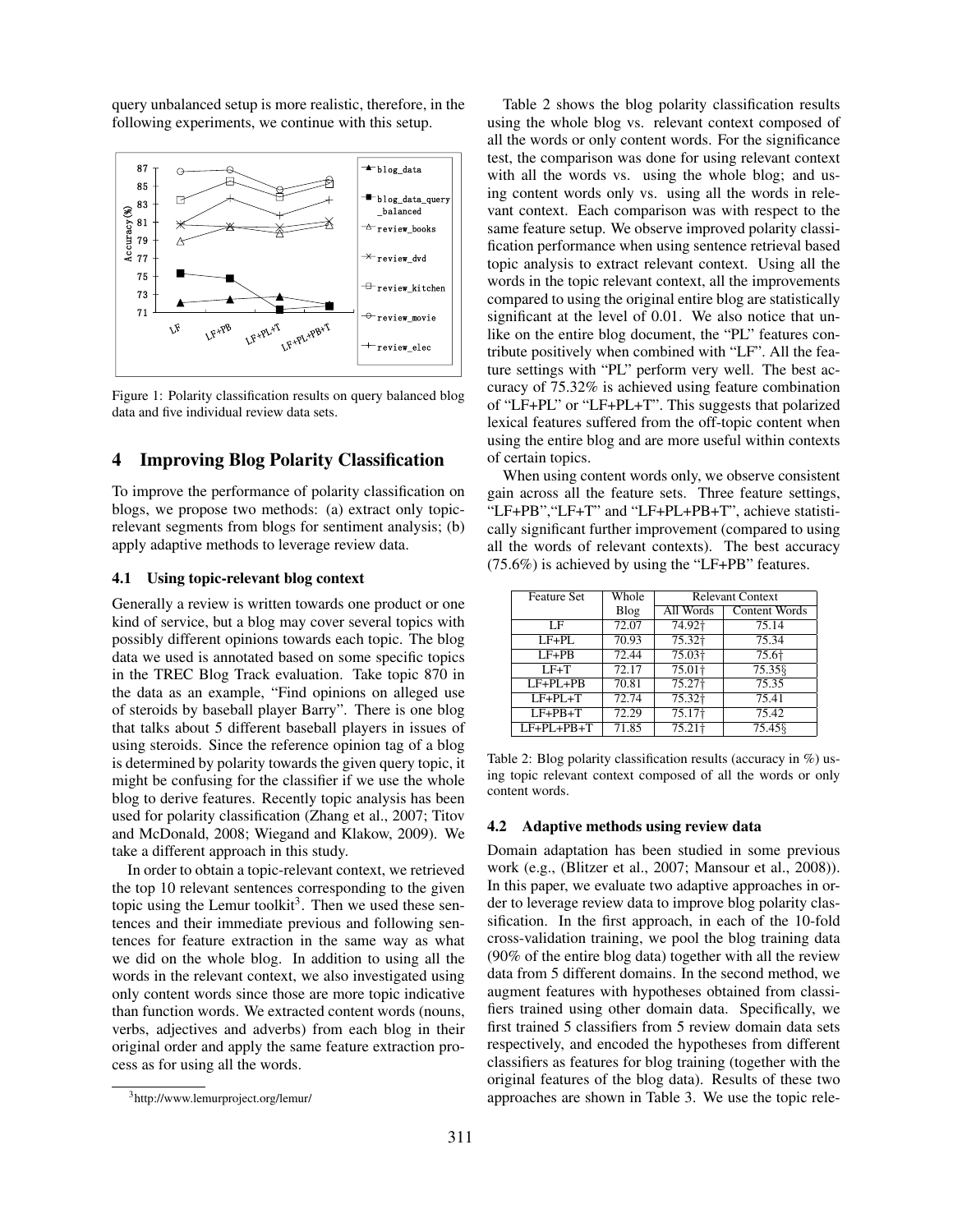query unbalanced setup is more realistic, therefore, in the following experiments, we continue with this setup.

Figure 1: Polarity classification results on query balanced blog data and five individual review data sets.

## 4 Improving Blog Polarity Classification

To improve the performance of polarity classification on blogs, we propose two methods: (a) extract only topic-relevant segments from blogs for sentiment analysis; (b) apply adaptive methods to leverage review data.

### 4.1 Using topic-relevant blog context

Generally a review is written towards one product or one kind of service, but a blog may cover several topics with possibly different opinions towards each topic. The blog data we used is annotated based on some specific topics in the TREC Blog Track evaluation. Take topic 870 in the data as an example, "Find opinions on alleged use of steroids by baseball player Barry". There is one blog that talks about 5 different baseball players in issues of using steroids. Since the reference opinion tag of a blog is determined by polarity towards the given query topic, it might be confusing for the classifier if we use the whole blog to derive features. Recently topic analysis has been used for polarity classification (Zhang et al., 2007; Titov and McDonald, 2008; Wiegand and Klakow, 2009). We take a different approach in this study.

In order to obtain a topic-relevant context, we retrieved the top 10 relevant sentences corresponding to the given topic using the Lemur toolkit[3]. Then we used these sentences and their immediate previous and following sentences for feature extraction in the same way as what we did on the whole blog. In addition to using all the words in the relevant context, we also investigated using only content words since those are more topic indicative than function words. We extracted content words (nouns, verbs, adjectives and adverbs) from each blog in their original order and apply the same feature extraction process as for using all the words.

[3] http://www.lemurproject.org/lemur/

Table 2 shows the blog polarity classification results using the whole blog vs. relevant context composed of all the words or only content words. For the significance test, the comparison was done for using relevant context with all the words vs. using the whole blog; and using content words only vs. using all the words in relevant context. Each comparison was with respect to the same feature setup. We observe improved polarity classification performance when using sentence retrieval based topic analysis to extract relevant context. Using all the words in the topic relevant context, all the improvements compared to using the original entire blog are statistically significant at the level of 0.01. We also notice that unlike on the entire blog document, the "PL" features contribute positively when combined with "LF". All the feature settings with "PL" perform very well. The best accuracy of 75.32% is achieved using feature combination of "LF+PL" or "LF+PL+T". This suggests that polarized lexical features suffered from the off-topic content when using the entire blog and are more useful within contexts of certain topics.

When using content words only, we observe consistent gain across all the feature sets. Three feature settings, "LF+PB","LF+T" and "LF+PL+PB+T", achieve statistically significant further improvement (compared to using all the words of relevant contexts). The best accuracy (75.6%) is achieved by using the "LF+PB" features.

| Feature Set | Whole Blog | Relevant Context | |
|---|---|---|---|
| | | All Words | Content Words |
| LF | 72.07 | 74.92† | 75.14 |
| LF+PL | 70.93 | 75.32† | 75.34 |
| LF+PB | 72.44 | 75.03† | 75.6† |
| LF+T | 72.17 | 75.01† | 75.35§ |
| LF+PL+PB | 70.81 | 75.27† | 75.35 |
| LF+PL+T | 72.74 | 75.32† | 75.41 |
| LF+PB+T | 72.29 | 75.17† | 75.42 |
| LF+PL+PB+T | 71.85 | 75.21† | 75.45§ |

Table 2: Blog polarity classification results (accuracy in %) using topic relevant context composed of all the words or only content words.

### 4.2 Adaptive methods using review data

Domain adaptation has been studied in some previous work (e.g., (Blitzer et al., 2007; Mansour et al., 2008)). In this paper, we evaluate two adaptive approaches in order to leverage review data to improve blog polarity classification. In the first approach, in each of the 10-fold cross-validation training, we pool the blog training data (90% of the entire blog data) together with all the review data from 5 different domains. In the second method, we augment features with hypotheses obtained from classifiers trained using other domain data. Specifically, we first trained 5 classifiers from 5 review domain data sets respectively, and encoded the hypotheses from different classifiers as features for blog training (together with the original features of the blog data). Results of these two approaches are shown in Table 3. We use the topic rele-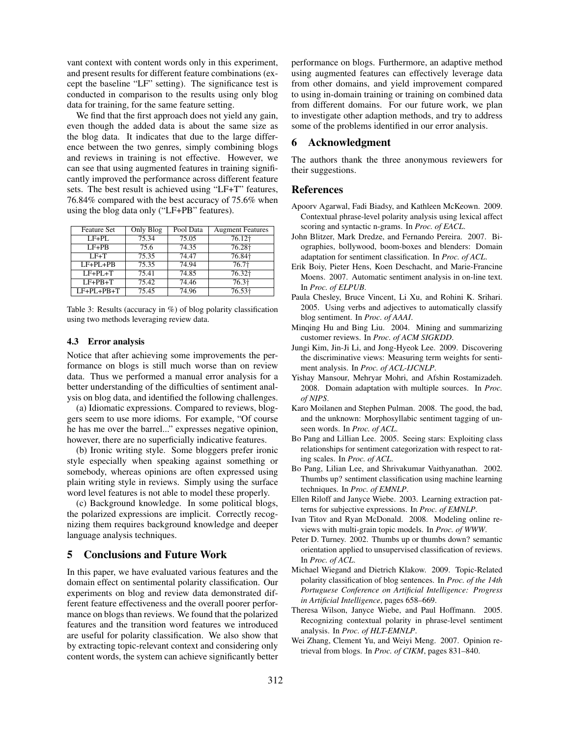vant context with content words only in this experiment, and present results for different feature combinations (except the baseline "LF" setting). The significance test is conducted in comparison to the results using only blog data for training, for the same feature setting.

We find that the first approach does not yield any gain, even though the added data is about the same size as the blog data. It indicates that due to the large difference between the two genres, simply combining blogs and reviews in training is not effective. However, we can see that using augmented features in training significantly improved the performance across different feature sets. The best result is achieved using "LF+T" features, 76.84% compared with the best accuracy of 75.6% when using the blog data only ("LF+PB" features).

| Feature Set | Only Blog | Pool Data | Augment Features |
|---|---|---|---|
| LF+PL | 75.34 | 75.05 | 76.12† |
| LF+PB | 75.6 | 74.35 | 76.28† |
| LF+T | 75.35 | 74.47 | 76.84† |
| LF+PL+PB | 75.35 | 74.94 | 76.7† |
| LF+PL+T | 75.41 | 74.85 | 76.32† |
| LF+PB+T | 75.42 | 74.46 | 76.3† |
| LF+PL+PB+T | 75.45 | 74.96 | 76.53† |

Table 3: Results (accuracy in %) of blog polarity classification using two methods leveraging review data.

### 4.3 Error analysis

Notice that after achieving some improvements the performance on blogs is still much worse than on review data. Thus we performed a manual error analysis for a better understanding of the difficulties of sentiment analysis on blog data, and identified the following challenges.

(a) Idiomatic expressions. Compared to reviews, bloggers seem to use more idioms. For example, "Of course he has me over the barrel..." expresses negative opinion, however, there are no superficially indicative features.

(b) Ironic writing style. Some bloggers prefer ironic style especially when speaking against something or somebody, whereas opinions are often expressed using plain writing style in reviews. Simply using the surface word level features is not able to model these properly.

(c) Background knowledge. In some political blogs, the polarized expressions are implicit. Correctly recognizing them requires background knowledge and deeper language analysis techniques.

## 5 Conclusions and Future Work

In this paper, we have evaluated various features and the domain effect on sentimental polarity classification. Our experiments on blog and review data demonstrated different feature effectiveness and the overall poorer performance on blogs than reviews. We found that the polarized features and the transition word features we introduced are useful for polarity classification. We also show that by extracting topic-relevant context and considering only content words, the system can achieve significantly better performance on blogs. Furthermore, an adaptive method using augmented features can effectively leverage data from other domains, and yield improvement compared to using in-domain training or training on combined data from different domains. For our future work, we plan to investigate other adaption methods, and try to address some of the problems identified in our error analysis.

## 6 Acknowledgment

The authors thank the three anonymous reviewers for their suggestions.

## References

Apoorv Agarwal, Fadi Biadsy, and Kathleen McKeown. 2009. Contextual phrase-level polarity analysis using lexical affect scoring and syntactic n-grams. In *Proc. of EACL*.

John Blitzer, Mark Dredze, and Fernando Pereira. 2007. Biographies, bollywood, boom-boxes and blenders: Domain adaptation for sentiment classification. In *Proc. of ACL*.

Erik Boiy, Pieter Hens, Koen Deschacht, and Marie-Francine Moens. 2007. Automatic sentiment analysis in on-line text. In *Proc. of ELPUB*.

Paula Chesley, Bruce Vincent, Li Xu, and Rohini K. Srihari. 2005. Using verbs and adjectives to automatically classify blog sentiment. In *Proc. of AAAI*.

Minqing Hu and Bing Liu. 2004. Mining and summarizing customer reviews. In *Proc. of ACM SIGKDD*.

Jungi Kim, Jin-Ji Li, and Jong-Hyeok Lee. 2009. Discovering the discriminative views: Measuring term weights for sentiment analysis. In *Proc. of ACL-IJCNLP*.

Yishay Mansour, Mehryar Mohri, and Afshin Rostamizadeh. 2008. Domain adaptation with multiple sources. In *Proc. of NIPS*.

Karo Moilanen and Stephen Pulman. 2008. The good, the bad, and the unknown: Morphosyllabic sentiment tagging of unseen words. In *Proc. of ACL*.

Bo Pang and Lillian Lee. 2005. Seeing stars: Exploiting class relationships for sentiment categorization with respect to rating scales. In *Proc. of ACL*.

Bo Pang, Lilian Lee, and Shrivakumar Vaithyanathan. 2002. Thumbs up? sentiment classification using machine learning techniques. In *Proc. of EMNLP*.

Ellen Riloff and Janyce Wiebe. 2003. Learning extraction patterns for subjective expressions. In *Proc. of EMNLP*.

Ivan Titov and Ryan McDonald. 2008. Modeling online reviews with multi-grain topic models. In *Proc. of WWW*.

Peter D. Turney. 2002. Thumbs up or thumbs down? semantic orientation applied to unsupervised classification of reviews. In *Proc. of ACL*.

Michael Wiegand and Dietrich Klakow. 2009. Topic-Related polarity classification of blog sentences. In *Proc. of the 14th Portuguese Conference on Artificial Intelligence: Progress in Artificial Intelligence*, pages 658–669.

Theresa Wilson, Janyce Wiebe, and Paul Hoffmann. 2005. Recognizing contextual polarity in phrase-level sentiment analysis. In *Proc. of HLT-EMNLP*.

Wei Zhang, Clement Yu, and Weiyi Meng. 2007. Opinion retrieval from blogs. In *Proc. of CIKM*, pages 831–840.